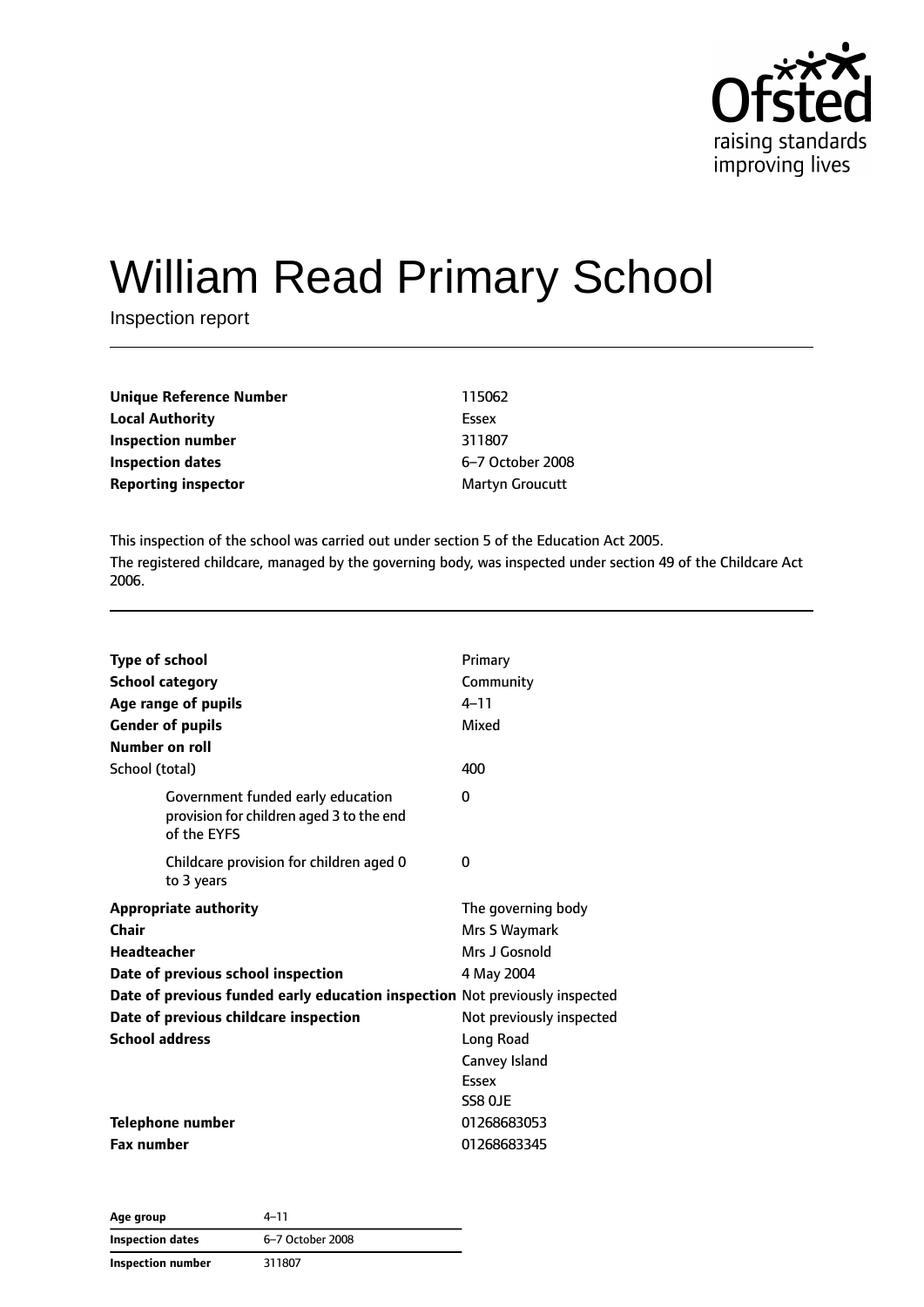# William Read Primary School

Inspection report

| | |
|---|---|
| **Unique Reference Number** | 115062 |
| **Local Authority** | Essex |
| **Inspection number** | 311807 |
| **Inspection dates** | 6–7 October 2008 |
| **Reporting inspector** | Martyn Groucutt |

This inspection of the school was carried out under section 5 of the Education Act 2005.

The registered childcare, managed by the governing body, was inspected under section 49 of the Childcare Act 2006.

| | |
|---|---|
| **Type of school** | Primary |
| **School category** | Community |
| **Age range of pupils** | 4–11 |
| **Gender of pupils** | Mixed |
| **Number on roll** | |
| School (total) | 400 |
| Government funded early education provision for children aged 3 to the end of the EYFS | 0 |
| Childcare provision for children aged 0 to 3 years | 0 |
| **Appropriate authority** | The governing body |
| **Chair** | Mrs S Waymark |
| **Headteacher** | Mrs J Gosnold |
| **Date of previous school inspection** | 4 May 2004 |
| **Date of previous funded early education inspection** | Not previously inspected |
| **Date of previous childcare inspection** | Not previously inspected |
| **School address** | Long Road<br>Canvey Island<br>Essex<br>SS8 0JE |
| **Telephone number** | 01268683053 |
| **Fax number** | 01268683345 |

| | |
|---|---|
| **Age group** | 4–11 |
| **Inspection dates** | 6–7 October 2008 |
| **Inspection number** | 311807 |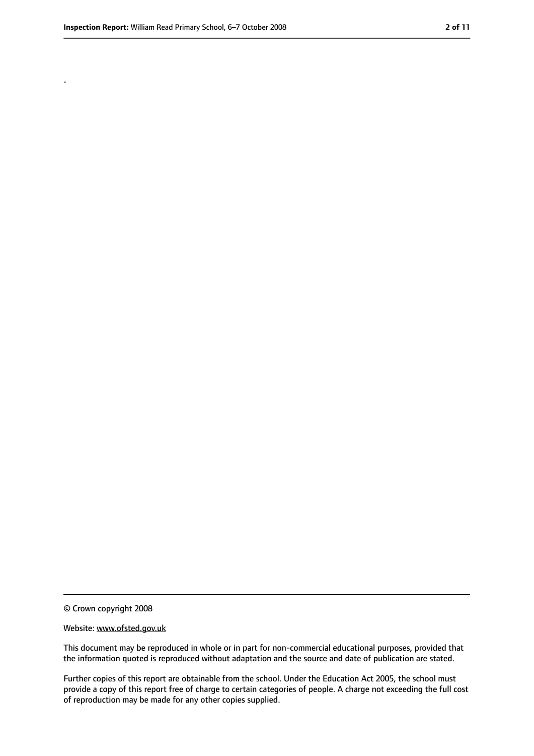.

© Crown copyright 2008

Website: www.ofsted.gov.uk

This document may be reproduced in whole or in part for non-commercial educational purposes, provided that the information quoted is reproduced without adaptation and the source and date of publication are stated.

Further copies of this report are obtainable from the school. Under the Education Act 2005, the school must provide a copy of this report free of charge to certain categories of people. A charge not exceeding the full cost of reproduction may be made for any other copies supplied.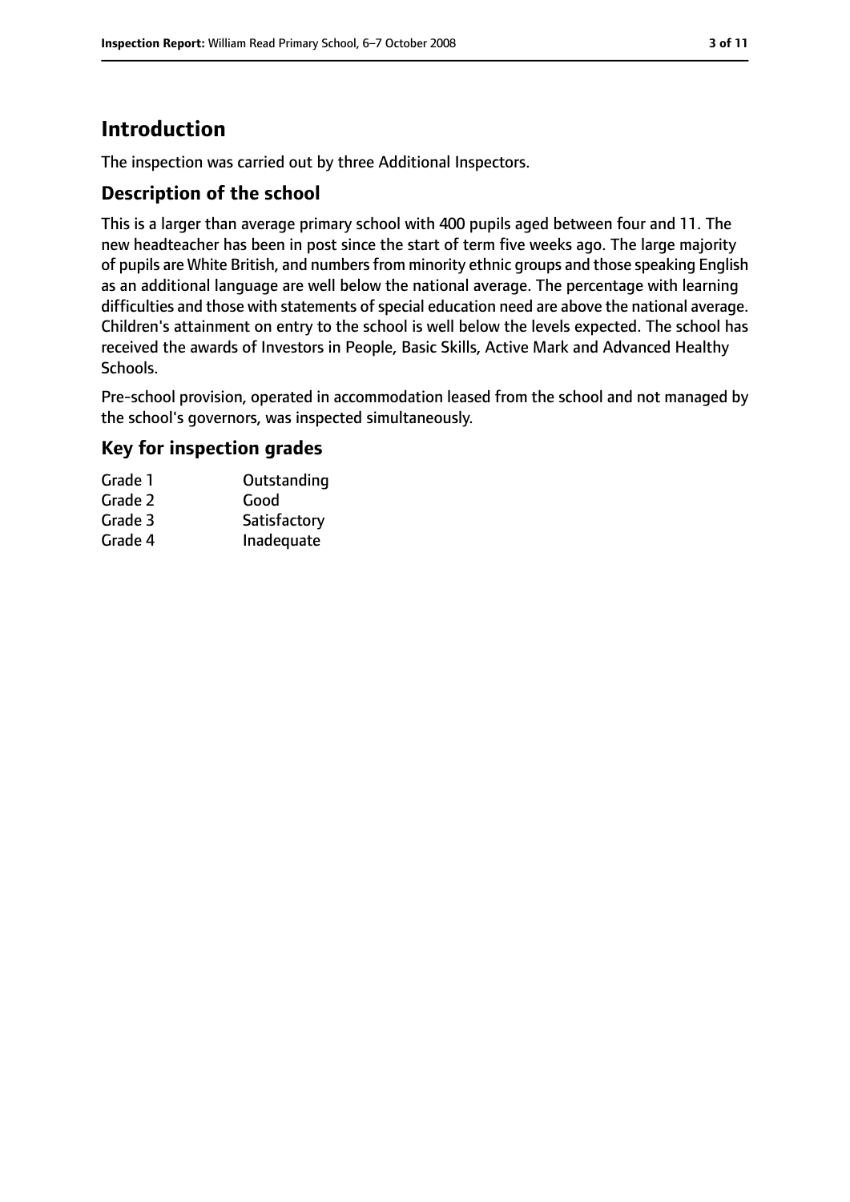## Introduction

The inspection was carried out by three Additional Inspectors.

### Description of the school

This is a larger than average primary school with 400 pupils aged between four and 11. The new headteacher has been in post since the start of term five weeks ago. The large majority of pupils are White British, and numbers from minority ethnic groups and those speaking English as an additional language are well below the national average. The percentage with learning difficulties and those with statements of special education need are above the national average. Children's attainment on entry to the school is well below the levels expected. The school has received the awards of Investors in People, Basic Skills, Active Mark and Advanced Healthy Schools.

Pre-school provision, operated in accommodation leased from the school and not managed by the school's governors, was inspected simultaneously.

### Key for inspection grades

| | |
|---|---|
| Grade 1 | Outstanding |
| Grade 2 | Good |
| Grade 3 | Satisfactory |
| Grade 4 | Inadequate |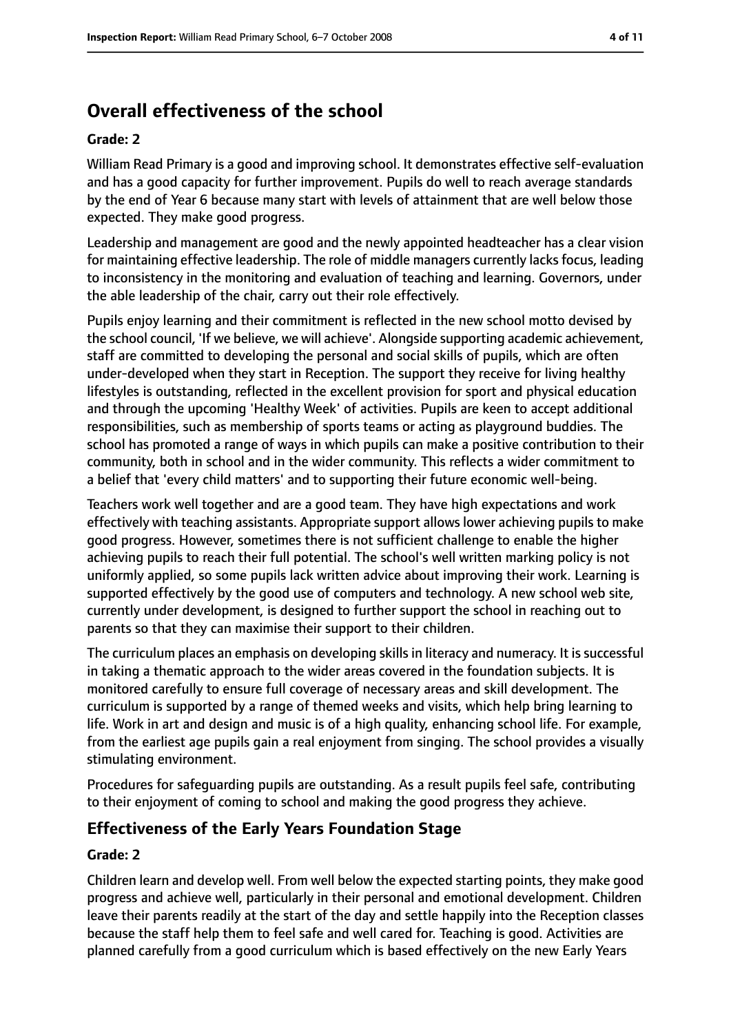# Overall effectiveness of the school

**Grade: 2**

William Read Primary is a good and improving school. It demonstrates effective self-evaluation and has a good capacity for further improvement. Pupils do well to reach average standards by the end of Year 6 because many start with levels of attainment that are well below those expected. They make good progress.

Leadership and management are good and the newly appointed headteacher has a clear vision for maintaining effective leadership. The role of middle managers currently lacks focus, leading to inconsistency in the monitoring and evaluation of teaching and learning. Governors, under the able leadership of the chair, carry out their role effectively.

Pupils enjoy learning and their commitment is reflected in the new school motto devised by the school council, 'If we believe, we will achieve'. Alongside supporting academic achievement, staff are committed to developing the personal and social skills of pupils, which are often under-developed when they start in Reception. The support they receive for living healthy lifestyles is outstanding, reflected in the excellent provision for sport and physical education and through the upcoming 'Healthy Week' of activities. Pupils are keen to accept additional responsibilities, such as membership of sports teams or acting as playground buddies. The school has promoted a range of ways in which pupils can make a positive contribution to their community, both in school and in the wider community. This reflects a wider commitment to a belief that 'every child matters' and to supporting their future economic well-being.

Teachers work well together and are a good team. They have high expectations and work effectively with teaching assistants. Appropriate support allows lower achieving pupils to make good progress. However, sometimes there is not sufficient challenge to enable the higher achieving pupils to reach their full potential. The school's well written marking policy is not uniformly applied, so some pupils lack written advice about improving their work. Learning is supported effectively by the good use of computers and technology. A new school web site, currently under development, is designed to further support the school in reaching out to parents so that they can maximise their support to their children.

The curriculum places an emphasis on developing skills in literacy and numeracy. It is successful in taking a thematic approach to the wider areas covered in the foundation subjects. It is monitored carefully to ensure full coverage of necessary areas and skill development. The curriculum is supported by a range of themed weeks and visits, which help bring learning to life. Work in art and design and music is of a high quality, enhancing school life. For example, from the earliest age pupils gain a real enjoyment from singing. The school provides a visually stimulating environment.

Procedures for safeguarding pupils are outstanding. As a result pupils feel safe, contributing to their enjoyment of coming to school and making the good progress they achieve.

## Effectiveness of the Early Years Foundation Stage

**Grade: 2**

Children learn and develop well. From well below the expected starting points, they make good progress and achieve well, particularly in their personal and emotional development. Children leave their parents readily at the start of the day and settle happily into the Reception classes because the staff help them to feel safe and well cared for. Teaching is good. Activities are planned carefully from a good curriculum which is based effectively on the new Early Years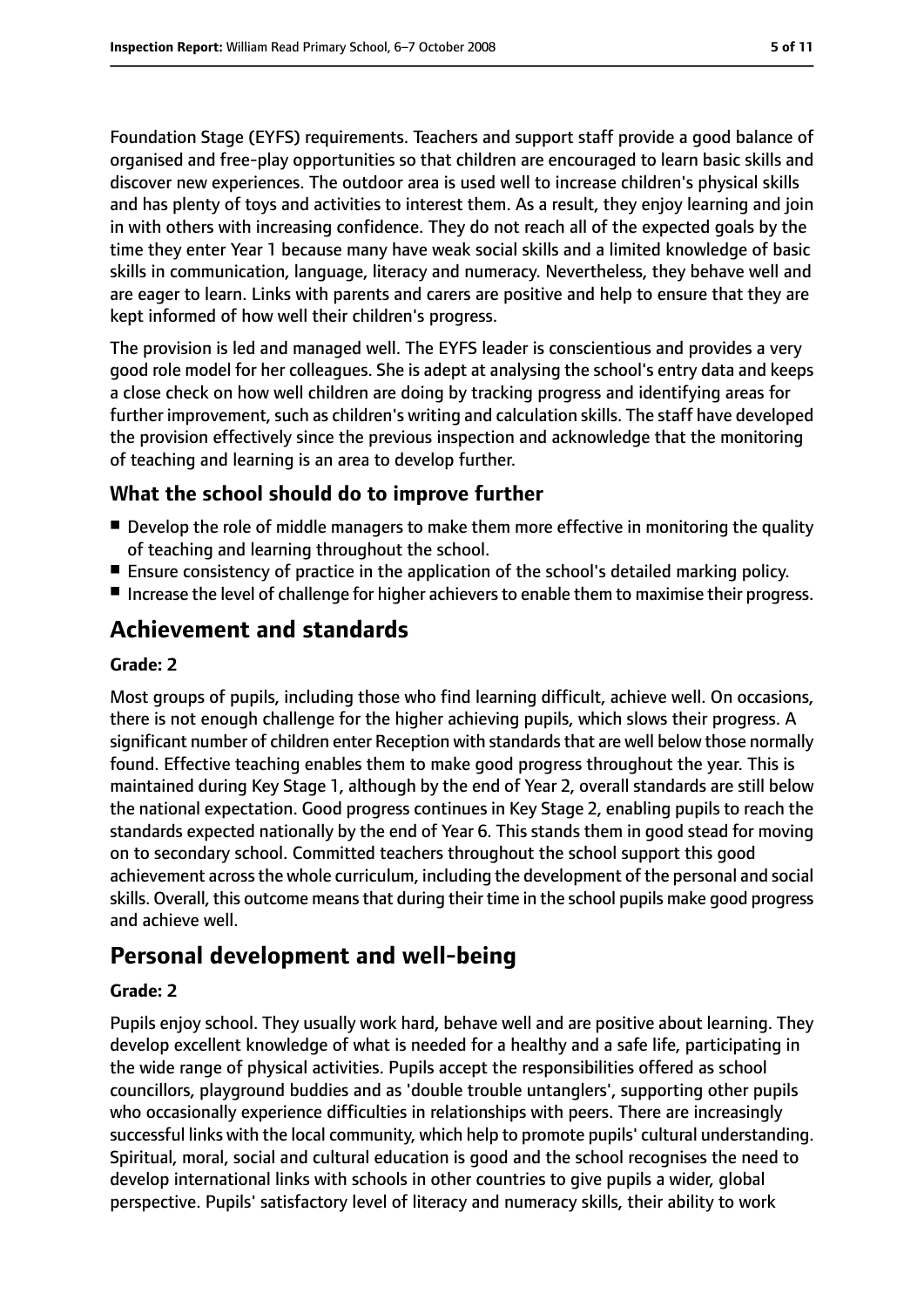Foundation Stage (EYFS) requirements. Teachers and support staff provide a good balance of organised and free-play opportunities so that children are encouraged to learn basic skills and discover new experiences. The outdoor area is used well to increase children's physical skills and has plenty of toys and activities to interest them. As a result, they enjoy learning and join in with others with increasing confidence. They do not reach all of the expected goals by the time they enter Year 1 because many have weak social skills and a limited knowledge of basic skills in communication, language, literacy and numeracy. Nevertheless, they behave well and are eager to learn. Links with parents and carers are positive and help to ensure that they are kept informed of how well their children's progress.

The provision is led and managed well. The EYFS leader is conscientious and provides a very good role model for her colleagues. She is adept at analysing the school's entry data and keeps a close check on how well children are doing by tracking progress and identifying areas for further improvement, such as children's writing and calculation skills. The staff have developed the provision effectively since the previous inspection and acknowledge that the monitoring of teaching and learning is an area to develop further.

### What the school should do to improve further

- Develop the role of middle managers to make them more effective in monitoring the quality of teaching and learning throughout the school.
- Ensure consistency of practice in the application of the school's detailed marking policy.
- Increase the level of challenge for higher achievers to enable them to maximise their progress.

## Achievement and standards

**Grade: 2**

Most groups of pupils, including those who find learning difficult, achieve well. On occasions, there is not enough challenge for the higher achieving pupils, which slows their progress. A significant number of children enter Reception with standards that are well below those normally found. Effective teaching enables them to make good progress throughout the year. This is maintained during Key Stage 1, although by the end of Year 2, overall standards are still below the national expectation. Good progress continues in Key Stage 2, enabling pupils to reach the standards expected nationally by the end of Year 6. This stands them in good stead for moving on to secondary school. Committed teachers throughout the school support this good achievement across the whole curriculum, including the development of the personal and social skills. Overall, this outcome means that during their time in the school pupils make good progress and achieve well.

## Personal development and well-being

**Grade: 2**

Pupils enjoy school. They usually work hard, behave well and are positive about learning. They develop excellent knowledge of what is needed for a healthy and a safe life, participating in the wide range of physical activities. Pupils accept the responsibilities offered as school councillors, playground buddies and as 'double trouble untanglers', supporting other pupils who occasionally experience difficulties in relationships with peers. There are increasingly successful links with the local community, which help to promote pupils' cultural understanding. Spiritual, moral, social and cultural education is good and the school recognises the need to develop international links with schools in other countries to give pupils a wider, global perspective. Pupils' satisfactory level of literacy and numeracy skills, their ability to work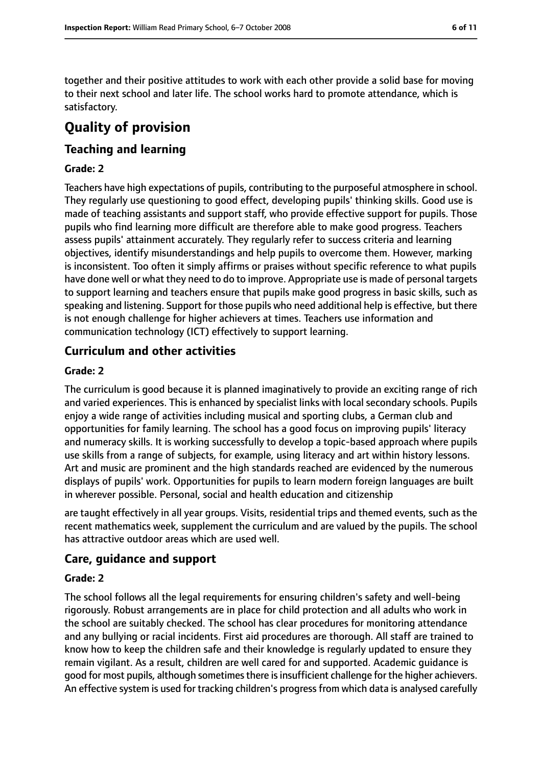together and their positive attitudes to work with each other provide a solid base for moving to their next school and later life. The school works hard to promote attendance, which is satisfactory.

# Quality of provision

## Teaching and learning

### Grade: 2

Teachers have high expectations of pupils, contributing to the purposeful atmosphere in school. They regularly use questioning to good effect, developing pupils' thinking skills. Good use is made of teaching assistants and support staff, who provide effective support for pupils. Those pupils who find learning more difficult are therefore able to make good progress. Teachers assess pupils' attainment accurately. They regularly refer to success criteria and learning objectives, identify misunderstandings and help pupils to overcome them. However, marking is inconsistent. Too often it simply affirms or praises without specific reference to what pupils have done well or what they need to do to improve. Appropriate use is made of personal targets to support learning and teachers ensure that pupils make good progress in basic skills, such as speaking and listening. Support for those pupils who need additional help is effective, but there is not enough challenge for higher achievers at times. Teachers use information and communication technology (ICT) effectively to support learning.

## Curriculum and other activities

### Grade: 2

The curriculum is good because it is planned imaginatively to provide an exciting range of rich and varied experiences. This is enhanced by specialist links with local secondary schools. Pupils enjoy a wide range of activities including musical and sporting clubs, a German club and opportunities for family learning. The school has a good focus on improving pupils' literacy and numeracy skills. It is working successfully to develop a topic-based approach where pupils use skills from a range of subjects, for example, using literacy and art within history lessons. Art and music are prominent and the high standards reached are evidenced by the numerous displays of pupils' work. Opportunities for pupils to learn modern foreign languages are built in wherever possible. Personal, social and health education and citizenship are taught effectively in all year groups. Visits, residential trips and themed events, such as the recent mathematics week, supplement the curriculum and are valued by the pupils. The school has attractive outdoor areas which are used well.

## Care, guidance and support

### Grade: 2

The school follows all the legal requirements for ensuring children's safety and well-being rigorously. Robust arrangements are in place for child protection and all adults who work in the school are suitably checked. The school has clear procedures for monitoring attendance and any bullying or racial incidents. First aid procedures are thorough. All staff are trained to know how to keep the children safe and their knowledge is regularly updated to ensure they remain vigilant. As a result, children are well cared for and supported. Academic guidance is good for most pupils, although sometimes there is insufficient challenge for the higher achievers. An effective system is used for tracking children's progress from which data is analysed carefully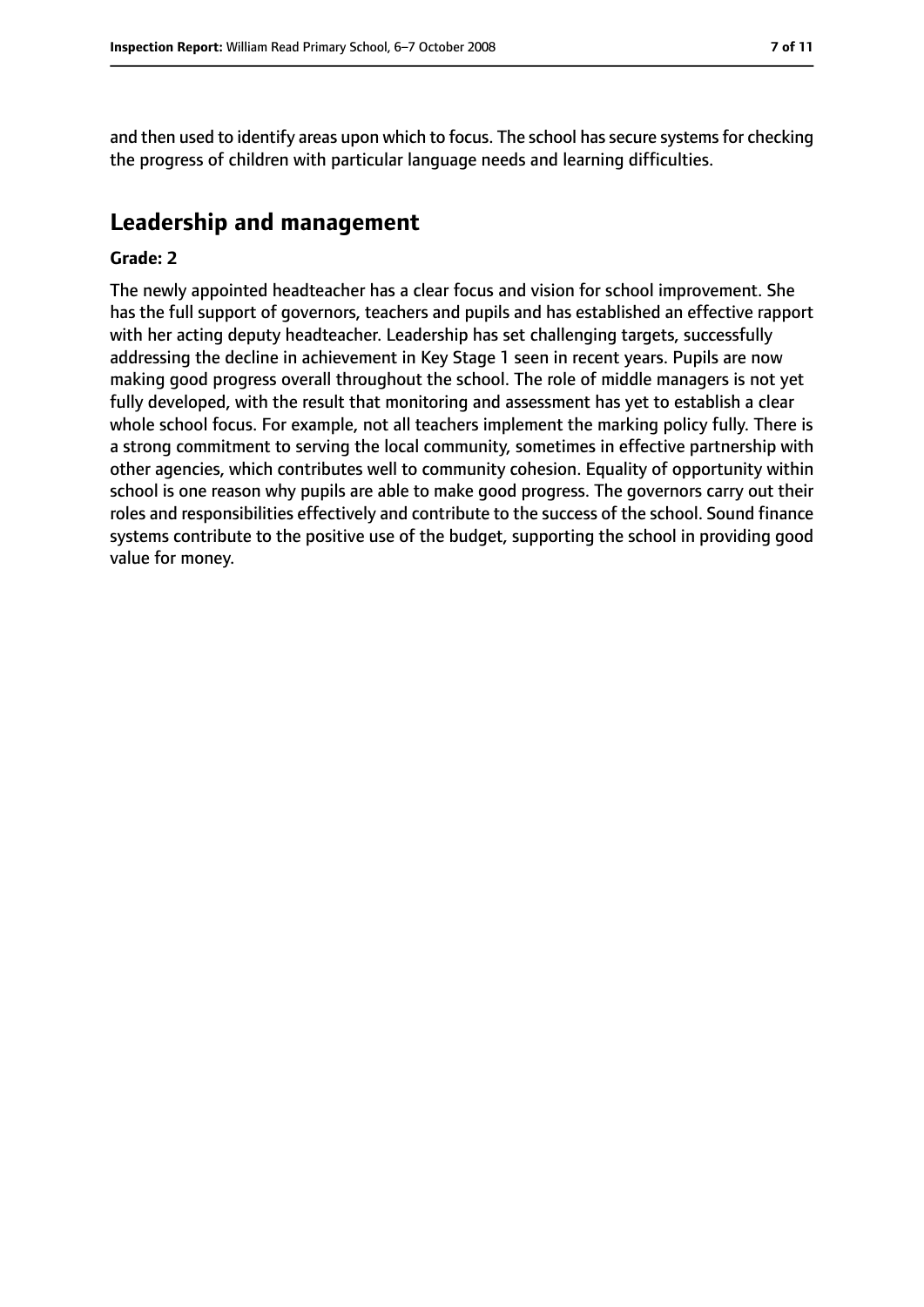and then used to identify areas upon which to focus. The school has secure systems for checking the progress of children with particular language needs and learning difficulties.

## Leadership and management

**Grade: 2**

The newly appointed headteacher has a clear focus and vision for school improvement. She has the full support of governors, teachers and pupils and has established an effective rapport with her acting deputy headteacher. Leadership has set challenging targets, successfully addressing the decline in achievement in Key Stage 1 seen in recent years. Pupils are now making good progress overall throughout the school. The role of middle managers is not yet fully developed, with the result that monitoring and assessment has yet to establish a clear whole school focus. For example, not all teachers implement the marking policy fully. There is a strong commitment to serving the local community, sometimes in effective partnership with other agencies, which contributes well to community cohesion. Equality of opportunity within school is one reason why pupils are able to make good progress. The governors carry out their roles and responsibilities effectively and contribute to the success of the school. Sound finance systems contribute to the positive use of the budget, supporting the school in providing good value for money.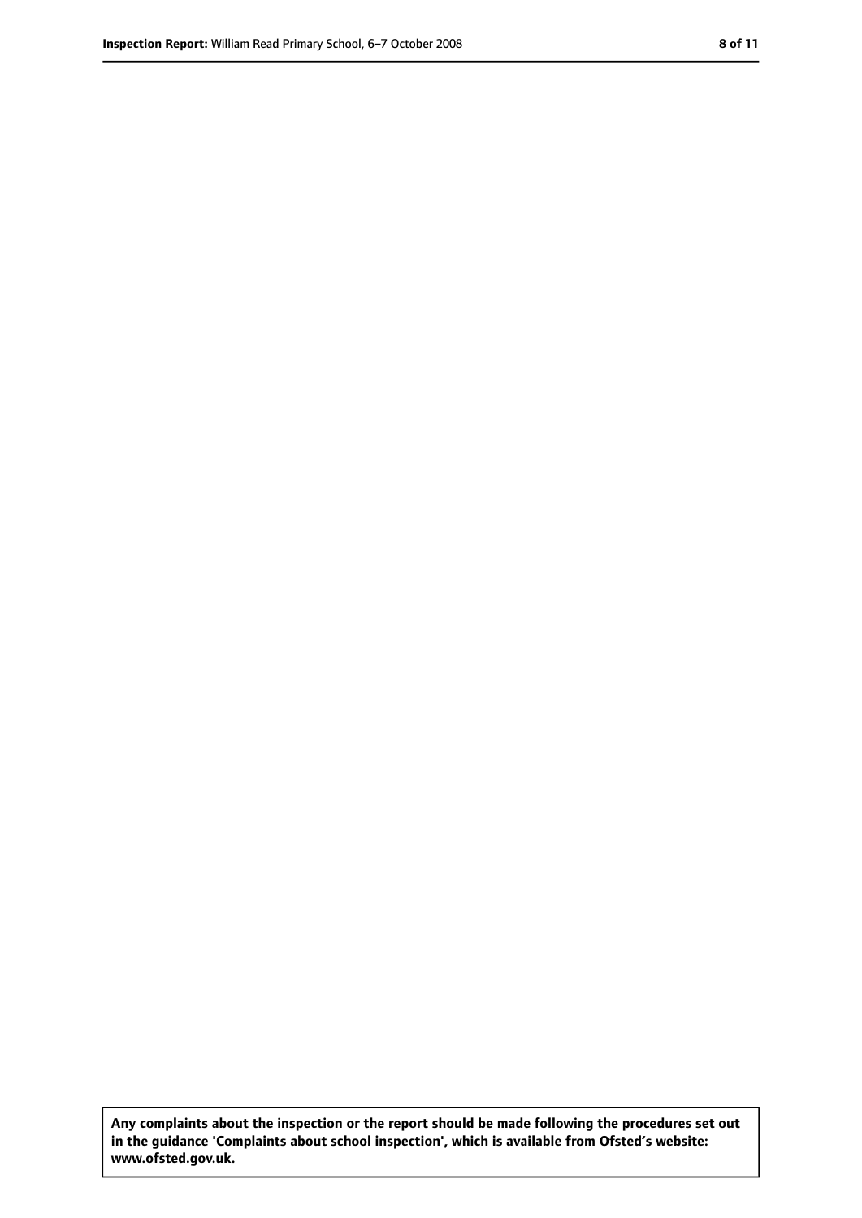**Any complaints about the inspection or the report should be made following the procedures set out in the guidance 'Complaints about school inspection', which is available from Ofsted's website: www.ofsted.gov.uk.**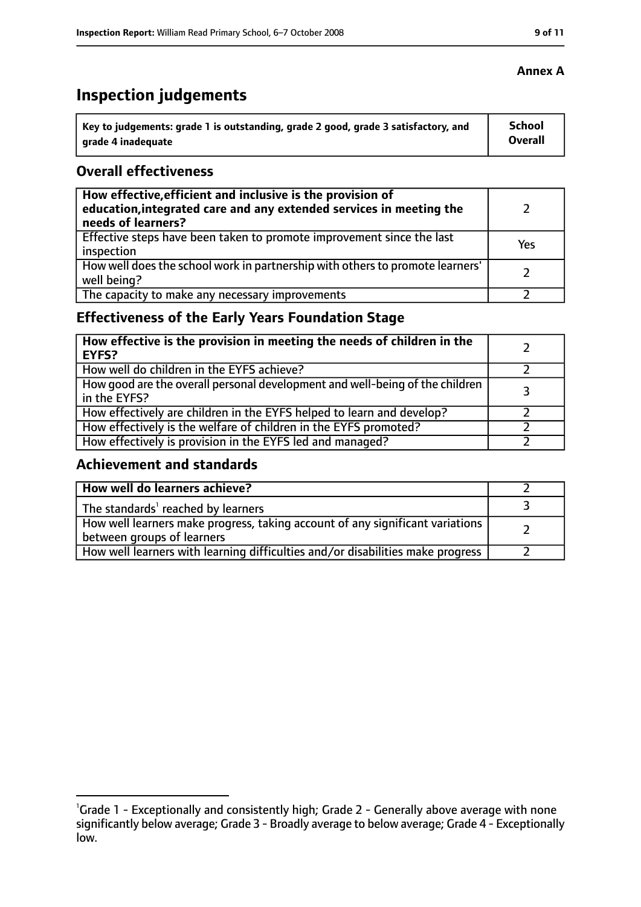**Annex A**

# Inspection judgements

| Key to judgements: grade 1 is outstanding, grade 2 good, grade 3 satisfactory, and grade 4 inadequate | School Overall |
|---|---|

## Overall effectiveness

| | |
|---|---|
| **How effective, efficient and inclusive is the provision of education, integrated care and any extended services in meeting the needs of learners?** | 2 |
| Effective steps have been taken to promote improvement since the last inspection | Yes |
| How well does the school work in partnership with others to promote learners' well being? | 2 |
| The capacity to make any necessary improvements | 2 |

## Effectiveness of the Early Years Foundation Stage

| | |
|---|---|
| **How effective is the provision in meeting the needs of children in the EYFS?** | 2 |
| How well do children in the EYFS achieve? | 2 |
| How good are the overall personal development and well-being of the children in the EYFS? | 3 |
| How effectively are children in the EYFS helped to learn and develop? | 2 |
| How effectively is the welfare of children in the EYFS promoted? | 2 |
| How effectively is provision in the EYFS led and managed? | 2 |

## Achievement and standards

| | |
|---|---|
| **How well do learners achieve?** | 2 |
| The standards[1] reached by learners | 3 |
| How well learners make progress, taking account of any significant variations between groups of learners | 2 |
| How well learners with learning difficulties and/or disabilities make progress | 2 |

[1] Grade 1 - Exceptionally and consistently high; Grade 2 - Generally above average with none significantly below average; Grade 3 - Broadly average to below average; Grade 4 - Exceptionally low.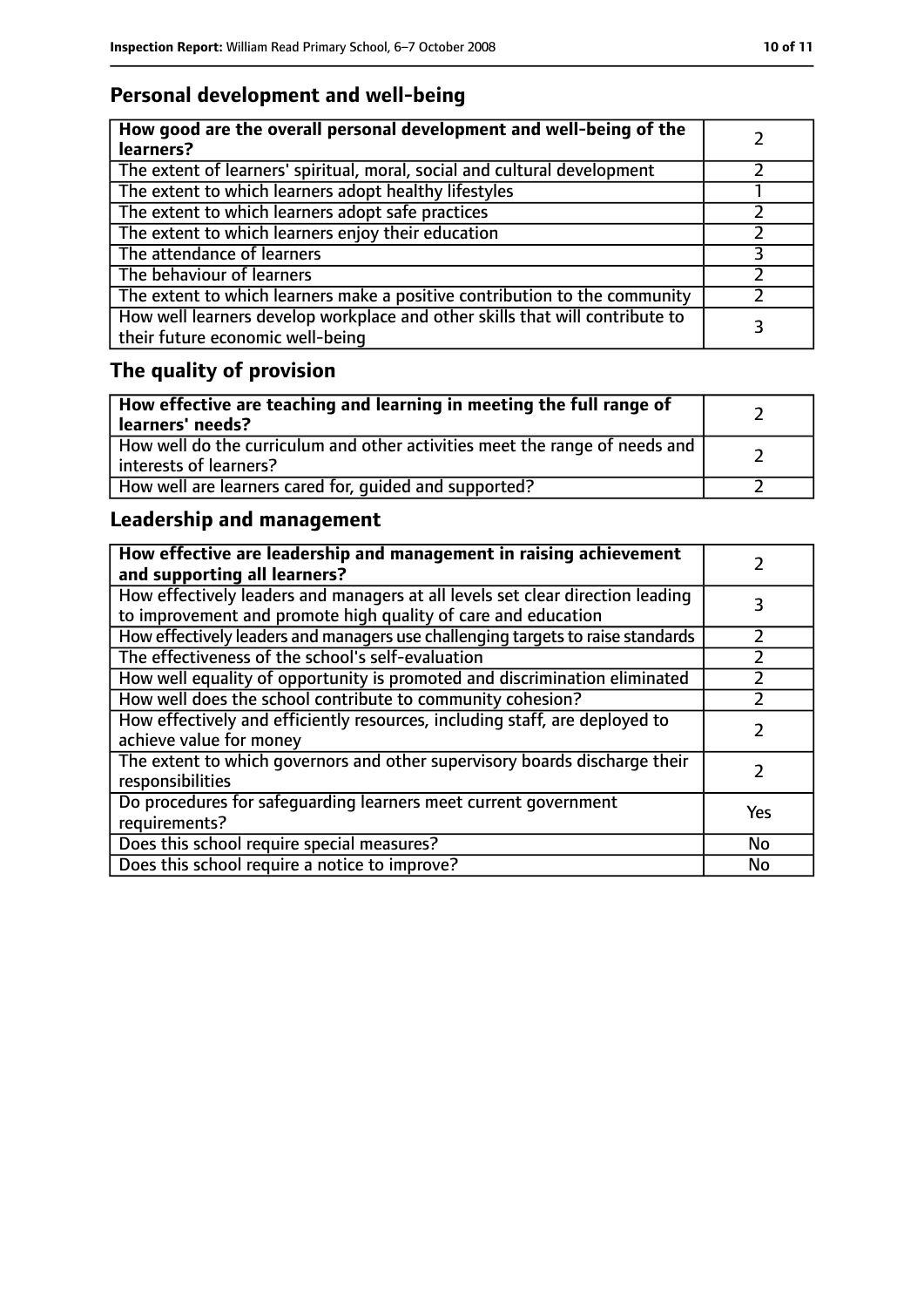## Personal development and well-being

| **How good are the overall personal development and well-being of the learners?** | 2 |
|---|---|
| The extent of learners' spiritual, moral, social and cultural development | 2 |
| The extent to which learners adopt healthy lifestyles | 1 |
| The extent to which learners adopt safe practices | 2 |
| The extent to which learners enjoy their education | 2 |
| The attendance of learners | 3 |
| The behaviour of learners | 2 |
| The extent to which learners make a positive contribution to the community | 2 |
| How well learners develop workplace and other skills that will contribute to their future economic well-being | 3 |

## The quality of provision

| **How effective are teaching and learning in meeting the full range of learners' needs?** | 2 |
|---|---|
| How well do the curriculum and other activities meet the range of needs and interests of learners? | 2 |
| How well are learners cared for, guided and supported? | 2 |

## Leadership and management

| **How effective are leadership and management in raising achievement and supporting all learners?** | 2 |
|---|---|
| How effectively leaders and managers at all levels set clear direction leading to improvement and promote high quality of care and education | 3 |
| How effectively leaders and managers use challenging targets to raise standards | 2 |
| The effectiveness of the school's self-evaluation | 2 |
| How well equality of opportunity is promoted and discrimination eliminated | 2 |
| How well does the school contribute to community cohesion? | 2 |
| How effectively and efficiently resources, including staff, are deployed to achieve value for money | 2 |
| The extent to which governors and other supervisory boards discharge their responsibilities | 2 |
| Do procedures for safeguarding learners meet current government requirements? | Yes |
| Does this school require special measures? | No |
| Does this school require a notice to improve? | No |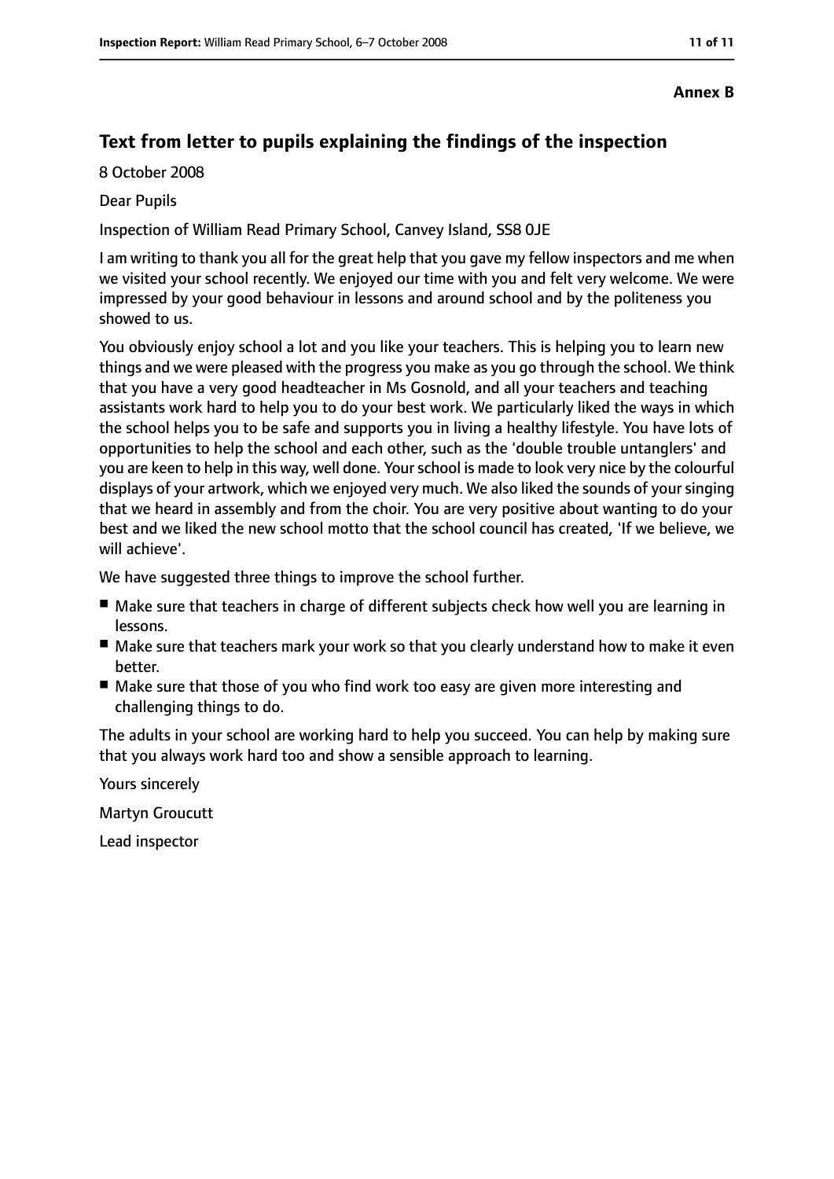**Annex B**

## Text from letter to pupils explaining the findings of the inspection

8 October 2008

Dear Pupils

Inspection of William Read Primary School, Canvey Island, SS8 0JE

I am writing to thank you all for the great help that you gave my fellow inspectors and me when we visited your school recently. We enjoyed our time with you and felt very welcome. We were impressed by your good behaviour in lessons and around school and by the politeness you showed to us.

You obviously enjoy school a lot and you like your teachers. This is helping you to learn new things and we were pleased with the progress you make as you go through the school. We think that you have a very good headteacher in Ms Gosnold, and all your teachers and teaching assistants work hard to help you to do your best work. We particularly liked the ways in which the school helps you to be safe and supports you in living a healthy lifestyle. You have lots of opportunities to help the school and each other, such as the 'double trouble untanglers' and you are keen to help in this way, well done. Your school is made to look very nice by the colourful displays of your artwork, which we enjoyed very much. We also liked the sounds of your singing that we heard in assembly and from the choir. You are very positive about wanting to do your best and we liked the new school motto that the school council has created, 'If we believe, we will achieve'.

We have suggested three things to improve the school further.

- Make sure that teachers in charge of different subjects check how well you are learning in lessons.
- Make sure that teachers mark your work so that you clearly understand how to make it even better.
- Make sure that those of you who find work too easy are given more interesting and challenging things to do.

The adults in your school are working hard to help you succeed. You can help by making sure that you always work hard too and show a sensible approach to learning.

Yours sincerely

Martyn Groucutt

Lead inspector